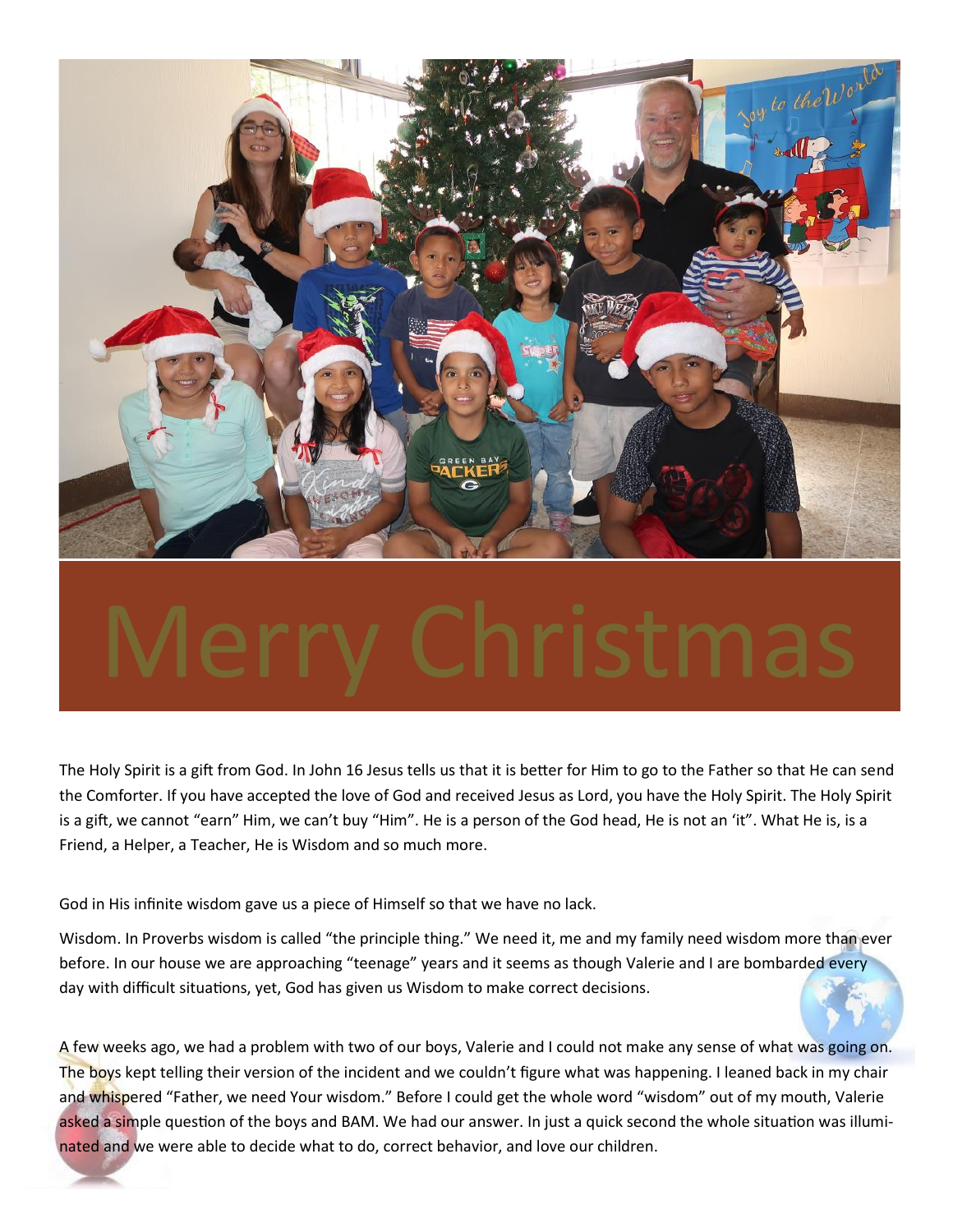# Merry Christmas

The Holy Spirit is a gift from God. In John 16 Jesus tells us that it is better for Him to go to the Father so that He can send the Comforter. If you have accepted the love of God and received Jesus as Lord, you have the Holy Spirit. The Holy Spirit is a gift, we cannot "earn" Him, we can't buy "Him". He is a person of the God head, He is not an 'it". What He is, is a Friend, a Helper, a Teacher, He is Wisdom and so much more.

God in His infinite wisdom gave us a piece of Himself so that we have no lack.

Wisdom. In Proverbs wisdom is called "the principle thing." We need it, me and my family need wisdom more than ever before. In our house we are approaching "teenage" years and it seems as though Valerie and I are bombarded every day with difficult situations, yet, God has given us Wisdom to make correct decisions.

A few weeks ago, we had a problem with two of our boys, Valerie and I could not make any sense of what was going on. The boys kept telling their version of the incident and we couldn't figure what was happening. I leaned back in my chair and whispered "Father, we need Your wisdom." Before I could get the whole word "wisdom" out of my mouth, Valerie asked a simple question of the boys and BAM. We had our answer. In just a quick second the whole situation was illuminated and we were able to decide what to do, correct behavior, and love our children.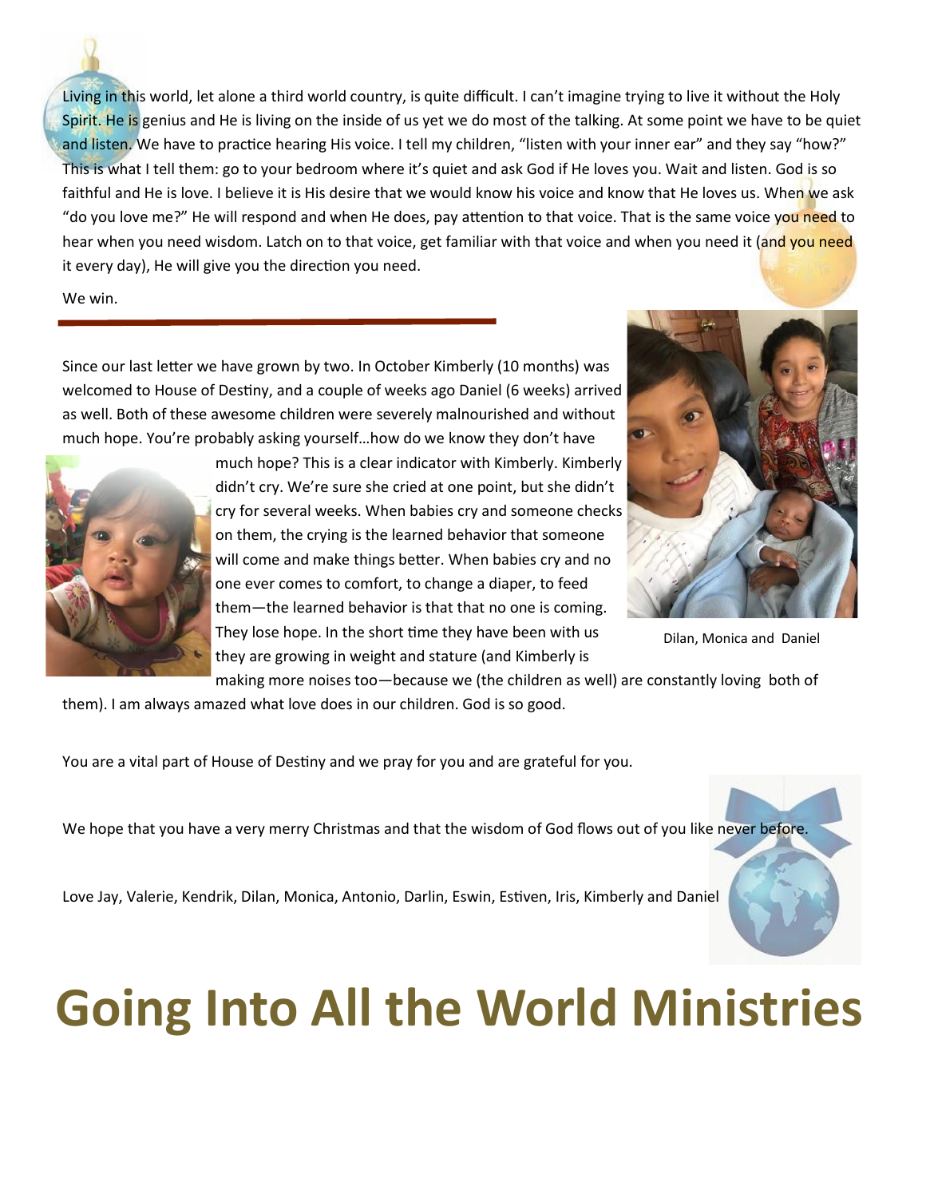Living in this world, let alone a third world country, is quite difficult. I can't imagine trying to live it without the Holy Spirit. He is genius and He is living on the inside of us yet we do most of the talking. At some point we have to be quiet and listen. We have to practice hearing His voice. I tell my children, "listen with your inner ear" and they say "how?" This is what I tell them: go to your bedroom where it's quiet and ask God if He loves you. Wait and listen. God is so faithful and He is love. I believe it is His desire that we would know his voice and know that He loves us. When we ask "do you love me?" He will respond and when He does, pay attention to that voice. That is the same voice you need to hear when you need wisdom. Latch on to that voice, get familiar with that voice and when you need it (and you need it every day), He will give you the direction you need.

We win.

---

Since our last letter we have grown by two. In October Kimberly (10 months) was welcomed to House of Destiny, and a couple of weeks ago Daniel (6 weeks) arrived as well. Both of these awesome children were severely malnourished and without much hope. You're probably asking yourself…how do we know they don't have much hope? This is a clear indicator with Kimberly. Kimberly didn't cry. We're sure she cried at one point, but she didn't cry for several weeks. When babies cry and someone checks on them, the crying is the learned behavior that someone will come and make things better. When babies cry and no one ever comes to comfort, to change a diaper, to feed them—the learned behavior is that that no one is coming. They lose hope. In the short time they have been with us they are growing in weight and stature (and Kimberly is making more noises too—because we (the children as well) are constantly loving both of them). I am always amazed what love does in our children. God is so good.

Dilan, Monica and Daniel

You are a vital part of House of Destiny and we pray for you and are grateful for you.

We hope that you have a very merry Christmas and that the wisdom of God flows out of you like never before.

Love Jay, Valerie, Kendrik, Dilan, Monica, Antonio, Darlin, Eswin, Estiven, Iris, Kimberly and Daniel

# Going Into All the World Ministries